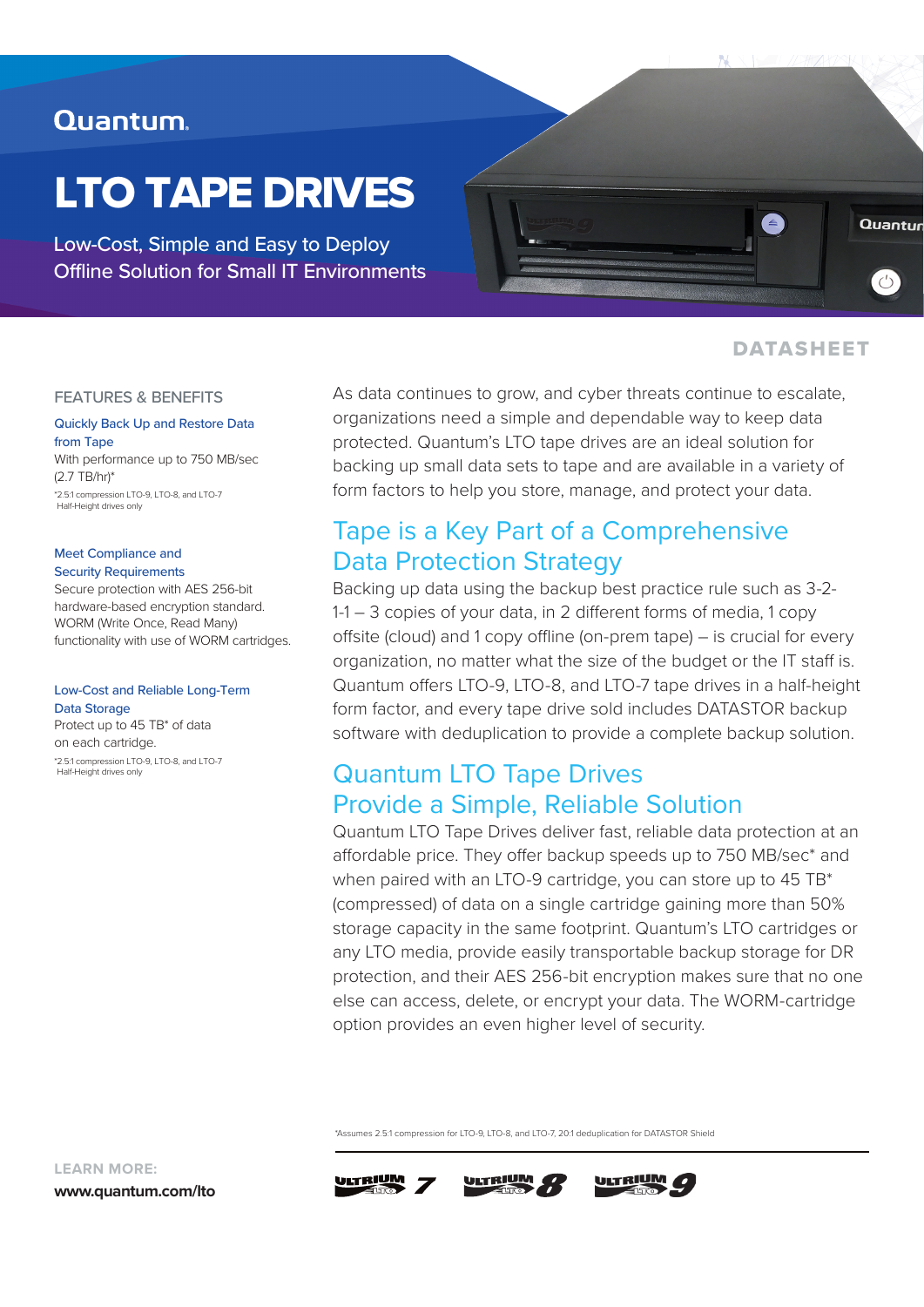Quantum.

# LTO TAPE DRIVES

Low-Cost, Simple and Easy to Deploy Offline Solution for Small IT Environments

DATASHEET

## FEATURES & BENEFITS

### Quickly Back Up and Restore Data from Tape

With performance up to 750 MB/sec (2.7 TB/hr)*

*2.5:1 compression LTO-9, LTO-8, and LTO-7 Half-Height drives only

### Meet Compliance and Security Requirements

Secure protection with AES 256-bit hardware-based encryption standard. WORM (Write Once, Read Many) functionality with use of WORM cartridges.

### Low-Cost and Reliable Long-Term Data Storage

Protect up to 45 TB* of data on each cartridge.

*2.5:1 compression LTO-9, LTO-8, and LTO-7 Half-Height drives only

As data continues to grow, and cyber threats continue to escalate, organizations need a simple and dependable way to keep data protected. Quantum's LTO tape drives are an ideal solution for backing up small data sets to tape and are available in a variety of form factors to help you store, manage, and protect your data.

## Tape is a Key Part of a Comprehensive Data Protection Strategy

Backing up data using the backup best practice rule such as 3-2-1-1 – 3 copies of your data, in 2 different forms of media, 1 copy offsite (cloud) and 1 copy offline (on-prem tape) – is crucial for every organization, no matter what the size of the budget or the IT staff is. Quantum offers LTO-9, LTO-8, and LTO-7 tape drives in a half-height form factor, and every tape drive sold includes DATASTOR backup software with deduplication to provide a complete backup solution.

## Quantum LTO Tape Drives Provide a Simple, Reliable Solution

Quantum LTO Tape Drives deliver fast, reliable data protection at an affordable price. They offer backup speeds up to 750 MB/sec* and when paired with an LTO-9 cartridge, you can store up to 45 TB* (compressed) of data on a single cartridge gaining more than 50% storage capacity in the same footprint. Quantum's LTO cartridges or any LTO media, provide easily transportable backup storage for DR protection, and their AES 256-bit encryption makes sure that no one else can access, delete, or encrypt your data. The WORM-cartridge option provides an even higher level of security.

*Assumes 2.5:1 compression for LTO-9, LTO-8, and LTO-7, 20:1 deduplication for DATASTOR Shield

LEARN MORE:
**www.quantum.com/lto**

ULTRIUM LTO 7 ULTRIUM LTO 8 ULTRIUM LTO 9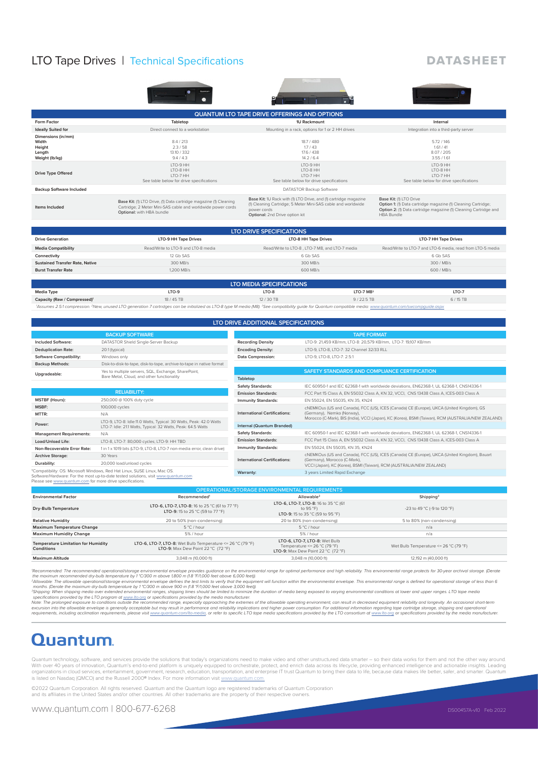# LTO Tape Drives | Technical Specifications

**DATASHEET**

| QUANTUM LTO TAPE DRIVE OFFERINGS AND OPTIONS | | | |
|---|---|---|---|
| **Form Factor** | **Tabletop** | **1U Rackmount** | **Internal** |
| **Ideally Suited for** | Direct connect to a workstation | Mounting in a rack, options for 1 or 2 HH drives | Integration into a third-party server |
| **Dimensions (in/mm)**<br>**Width**<br>**Height**<br>**Length**<br>**Weight (lb/kg)** | <br>8.4 / 213<br>2.3 / 58<br>13.10 / 332<br>9.4 / 4.3 | <br>18.7 / 480<br>1.7 / 43<br>17.6 / 438<br>14.2 / 6.4 | <br>5.72 / 146<br>1.61 / 41<br>8.07 / 205<br>3.55 / 1.61 |
| **Drive Type Offered** | LTO-9 HH<br>LTO-8 HH<br>LTO-7 HH<br>See table below for drive specifications | LTO-9 HH<br>LTO-8 HH<br>LTO-7 HH<br>See table below for drive specifications | LTO-9 HH<br>LTO-8 HH<br>LTO-7 HH<br>See table below for drive specifications |
| **Backup Software Included** | | DATASTOR Backup Software | |
| **Items Included** | **Base Kit:** (1) LTO Drive, (1) Data cartridge magazine (1) Cleaning Cartridge; 2 Meter Mini-SAS cable and worldwide power cords<br>**Optional:** with HBA bundle | **Base Kit:** 1U Rack with (1) LTO Drive, and (1) cartridge magazine (1) Cleaning Cartridge; 5 Meter Mini-SAS cable and worldwide power cords<br>**Optional:** 2nd Drive option kit | **Base Kit:** (1) LTO Drive<br>**Option 1:** (1) Data cartridge magazine (1) Cleaning Cartridge;<br>**Option 2:** (1) Data cartridge magazine (1) Cleaning Cartridge and HBA Bundle |

| LTO DRIVE SPECIFICATIONS | | | |
|---|---|---|---|
| **Drive Generation** | **LTO-9 HH Tape Drives** | **LTO-8 HH Tape Drives** | **LTO-7 HH Tape Drives** |
| **Media Compatibility** | Read/Write to LTO-9 and LTO-8 media | Read/Write to LTO-8 , LTO-7 M8, and LTO-7 media | Read/Write to LTO-7 and LTO-6 media, read from LTO-5 media |
| **Connectivity** | 12 Gb SAS | 6 Gb SAS | 6 Gb SAS |
| **Sustained Transfer Rate, Native** | 300 MB/s | 300 MB/s | 300 / MB/s |
| **Burst Transfer Rate** | 1,200 MB/s | 600 MB/s | 600 / MB/s |

| LTO MEDIA SPECIFICATIONS | | | | |
|---|---|---|---|---|
| **Media Type** | **LTO-9** | **LTO-8** | **LTO-7 M8**[2] | **LTO-7** |
| **Capacity (Raw / Compressed)**[1] | 18 / 45 TB | 12 / 30 TB | 9 / 22.5 TB | 6 / 15 TB |

*[1]Assumes 2.5:1 compression. [2]New, unused LTO generation 7 cartridges can be initialized as LTO-8 type M media (M8). [3]See compatibility guide for Quantum compatible media: www.quantum.com/swcompguide.aspx*

## LTO DRIVE ADDITIONAL SPECIFICATIONS

| BACKUP SOFTWARE | |
|---|---|
| **Included Software:** | DATASTOR Shield Single-Server Backup |
| **Deduplication Rate:** | 20:1 (typical) |
| **Software Compatibility:** | Windows only |
| **Backup Methods:** | Disk-to-disk-to-tape, disk-to-tape, archive-to-tape in native format |
| **Upgradeable:** | Yes to multiple servers, SQL, Exchange, SharePoint, Bare Metal, Cloud, and other functionality |

| RELIABILITY: | |
|---|---|
| **MSTBF (Hours):** | 250,000 @ 100% duty cycle |
| **MSBF:** | 100,000 cycles |
| **MTTR:** | N/A |
| **Power:** | LTO-9, LTO-8: Idle:11.0 Watts, Typical: 30 Watts, Peak: 42.0 Watts<br>LTO-7: Idle: 21.1 Watts, Typical: 32 Watts, Peak: 64.5 Watts |
| **Management Requirements:** | N/A |
| **Load/Unload Life:** | LTO-8, LTO-7: 80,000 cycles; LTO-9: HH TBD |
| **Non-Recoverable Error Rate:** | 1 in 1 x 1019 bits (LTO-9, LTO-8, LTO-7 non-media error, clean drive) |
| **Archive Storage:** | 30 Years |
| **Durability:** | 20,000 load/unload cycles |

*Compatibility: OS: Microsoft Windows, Red Hat Linux, SUSE Linux, Mac OS.
Software/Hardware: For the most up-to-date tested solutions, visit www.quantum.com
Please see www.quantum.com for more drive specifications.

| TAPE FORMAT | |
|---|---|
| **Recording Density** | LTO-9: 21,459 KB/mm, LTO-8: 20,579 KB/mm, LTO-7: 19,107 KB/mm |
| **Encoding Density:** | LTO-9, LTO-8, LTO-7: 32 Channel 32/33 RLL |
| **Data Compression:** | LTO-9, LTO-8, LTO-7: 2.5:1 |

| SAFETY STANDARDS AND COMPLIANCE CERTIFICATION | |
|---|---|
| **Tabletop** | |
| **Safety Standards:** | IEC 60950-1 and IEC 62368-1 with worldwide deviations, EN62368-1, UL 62368-1, CNS14336-1 |
| **Emission Standards:** | FCC Part 15 Class A, EN 55032 Class A, KN 32, VCCI, CNS 13438 Class A, ICES-003 Class A |
| **Immunity Standards:** | EN 55024, EN 55035, KN 35, KN24 |
| **International Certifications:** | cNEMKOus (US and Canada), FCC (US), ICES (Canada) CE (Europe), UKCA (United Kingdom), GS (Germany), Nemko (Norway),<br>Morocco (C-Mark), BIS (India), VCCI (Japan), KC (Korea), BSMI (Taiwan), RCM (AUSTRALIA/NEW ZEALAND) |
| **Internal (Quantum Branded)** | |
| **Safety Standards:** | IEC 60950-1 and IEC 62368-1 with worldwide deviations, EN62368-1, UL 62368-1, CNS14336-1 |
| **Emission Standards:** | FCC Part 15 Class A, EN 55032 Class A, KN 32, VCCI, CNS 13438 Class A, ICES-003 Class A |
| **Immunity Standards:** | EN 55024, EN 55035, KN 35, KN24 |
| **International Certifications:** | cNEMKOus (US and Canada), FCC (US), ICES (Canada) CE (Europe), UKCA (United Kingdom), Bauart (Germany), Morocco (C-Mark),<br>VCCI (Japan), KC (Korea), BSMI (Taiwan), RCM (AUSTRALIA/NEW ZEALAND) |
| **Warranty:** | 3 years Limited Rapid Exchange |

| OPERATIONAL/STORAGE ENVIRONMENTAL REQUIREMENTS | | | |
|---|---|---|---|
| **Environmental Factor** | **Recommended**[1] | **Allowable**[2] | **Shipping**[3] |
| **Dry-Bulb Temperature** | **LTO-6, LTO-7, LTO-8:** 16 to 25 °C (61 to 77 °F)<br>**LTO-9:** 15 to 25 °C (59 to 77 °F) | **LTO-6, LTO-7, LTO-8:** 16 to 35 °C (61 to 95 °F)<br>**LTO-9:** 15 to 35 °C (59 to 95 °F) | -23 to 49 °C (-9 to 120 °F) |
| **Relative Humidity** | 20 to 50% (non-condensing) | 20 to 80% (non-condensing) | 5 to 80% (non-condensing) |
| **Maximum Temperature Change** | 5 °C / hour | 5 °C / hour | n/a |
| **Maximum Humidity Change** | 5% / hour | 5% / hour | n/a |
| **Temperature Limitation for Humidity Conditions** | **LTO-6, LTO-7, LTO-8:** Wet Bulb Temperature <= 26 °C (79 °F)<br>**LTO-9:** Max Dew Point 22 °C (72 °F) | **LTO-6, LTO-7, LTO-8:** Wet Bulb Temperature <= 26 °C (79 °F)<br>**LTO-9:** Max Dew Point 22 °C (72 °F) | Wet Bulb Temperature <= 26 °C (79 °F) |
| **Maximum Altitude** | 3,048 m (10,000 ft) | 3,048 m (10,000 ft) | 12,192 m (40,000 ft) |

*[1]Recommended: The recommended operational/storage environmental envelope provides guidance on the environmental range for optimal performance and high reliability. This environmental range protects for 30-year archival storage. (Derate the maximum recommended dry-bulb temperature by 1 °C/300 m above 1,800 m (1.8 °F/1,000 feet above 6,000 feet).*
*[2]Allowable: The allowable operational/storage environmental envelope defines the test limits to verify that the equipment will function within the environmental envelope. This environmental range is defined for operational storage of less than 6 months. (Derate the maximum dry-bulb temperature by 1 °C/300 m above 900 m (1.8 °F/1,000 feet above 3,000 feet).*
*[3]Shipping: When shipping media over extended environmental ranges, shipping times should be limited to minimize the duration of media being exposed to varying environmental conditions at lower and upper ranges. LTO tape media specifications provided by the LTO program at www.lto.org or specifications provided by the media manufacturer.*
*Note: The prolonged exposure to conditions outside the recommended range, especially approaching the extremes of the allowable operating environment, can result in decreased equipment reliability and longevity. An occasional short-term excursion into the allowable envelope is generally acceptable but may result in performance and reliability implications and higher power consumption. For additional information regarding tape cartridge storage, shipping and operational requirements, including acclimation requirements, please visit www.quantum.com/lto-media, or refer to specific LTO tape media specifications provided by the LTO consortium at www.lto.org or specifications provided by the media manufacturer.*

**Quantum.**

Quantum technology, software, and services provide the solutions that today's organizations need to make video and other unstructured data smarter – so their data works for them and not the other way around. With over 40 years of innovation, Quantum's end-to-end platform is uniquely equipped to orchestrate, protect, and enrich data across its lifecycle, providing enhanced intelligence and actionable insights. Leading organizations in cloud services, entertainment, government, research, education, transportation, and enterprise IT trust Quantum to bring their data to life, because data makes life better, safer, and smarter. Quantum is listed on Nasdaq (QMCO) and the Russell 2000® Index. For more information visit www.quantum.com.

©2022 Quantum Corporation. All rights reserved. Quantum and the Quantum logo are registered trademarks of Quantum Corporation and its affiliates in the United States and/or other countries. All other trademarks are the property of their respective owners.

www.quantum.com | 800-677-6268

DS00457A-v10 Feb 2022